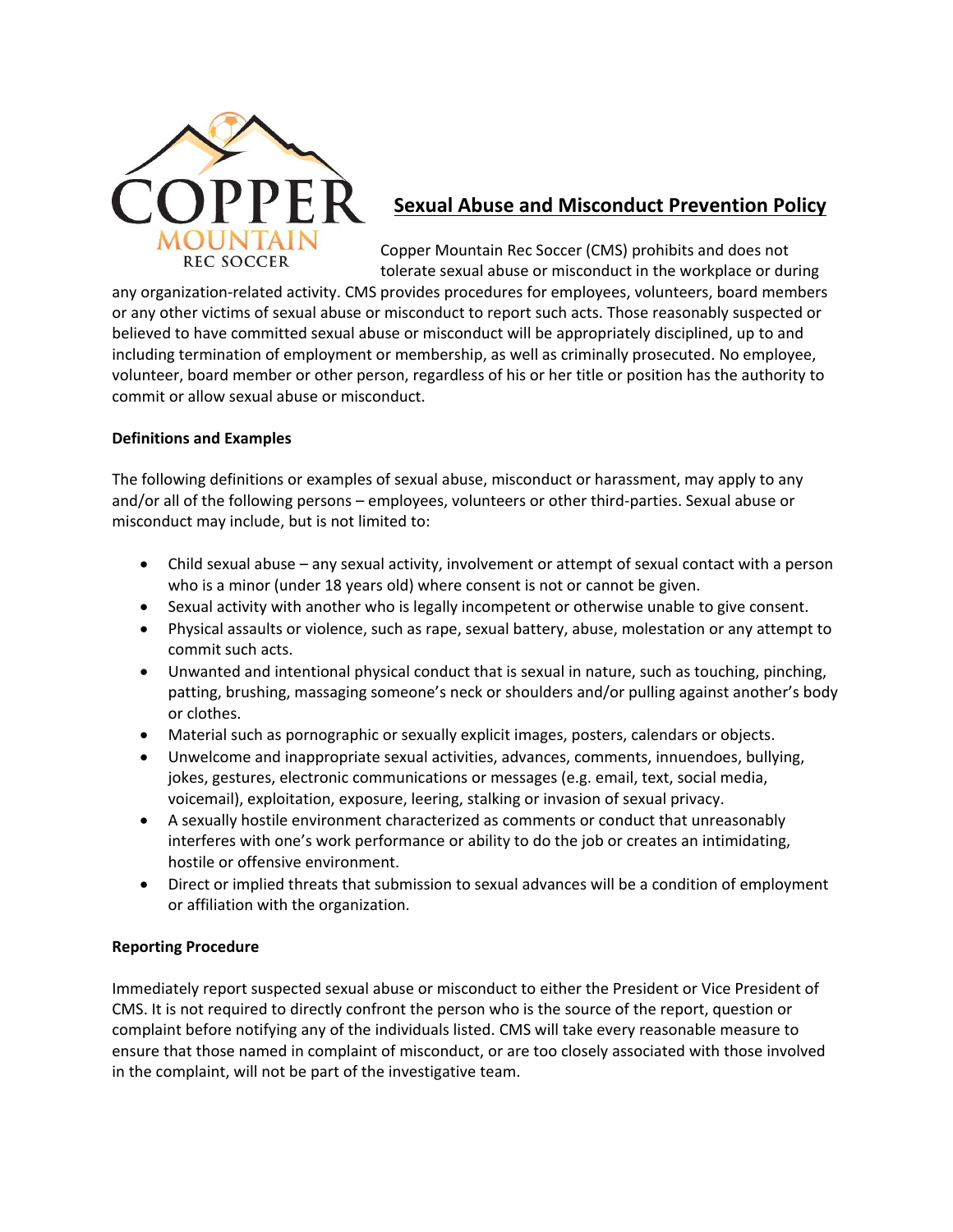COPPER MOUNTAIN REC SOCCER

# Sexual Abuse and Misconduct Prevention Policy

Copper Mountain Rec Soccer (CMS) prohibits and does not tolerate sexual abuse or misconduct in the workplace or during any organization-related activity. CMS provides procedures for employees, volunteers, board members or any other victims of sexual abuse or misconduct to report such acts. Those reasonably suspected or believed to have committed sexual abuse or misconduct will be appropriately disciplined, up to and including termination of employment or membership, as well as criminally prosecuted. No employee, volunteer, board member or other person, regardless of his or her title or position has the authority to commit or allow sexual abuse or misconduct.

**Definitions and Examples**

The following definitions or examples of sexual abuse, misconduct or harassment, may apply to any and/or all of the following persons – employees, volunteers or other third-parties. Sexual abuse or misconduct may include, but is not limited to:

- Child sexual abuse – any sexual activity, involvement or attempt of sexual contact with a person who is a minor (under 18 years old) where consent is not or cannot be given.
- Sexual activity with another who is legally incompetent or otherwise unable to give consent.
- Physical assaults or violence, such as rape, sexual battery, abuse, molestation or any attempt to commit such acts.
- Unwanted and intentional physical conduct that is sexual in nature, such as touching, pinching, patting, brushing, massaging someone's neck or shoulders and/or pulling against another's body or clothes.
- Material such as pornographic or sexually explicit images, posters, calendars or objects.
- Unwelcome and inappropriate sexual activities, advances, comments, innuendoes, bullying, jokes, gestures, electronic communications or messages (e.g. email, text, social media, voicemail), exploitation, exposure, leering, stalking or invasion of sexual privacy.
- A sexually hostile environment characterized as comments or conduct that unreasonably interferes with one's work performance or ability to do the job or creates an intimidating, hostile or offensive environment.
- Direct or implied threats that submission to sexual advances will be a condition of employment or affiliation with the organization.

**Reporting Procedure**

Immediately report suspected sexual abuse or misconduct to either the President or Vice President of CMS. It is not required to directly confront the person who is the source of the report, question or complaint before notifying any of the individuals listed. CMS will take every reasonable measure to ensure that those named in complaint of misconduct, or are too closely associated with those involved in the complaint, will not be part of the investigative team.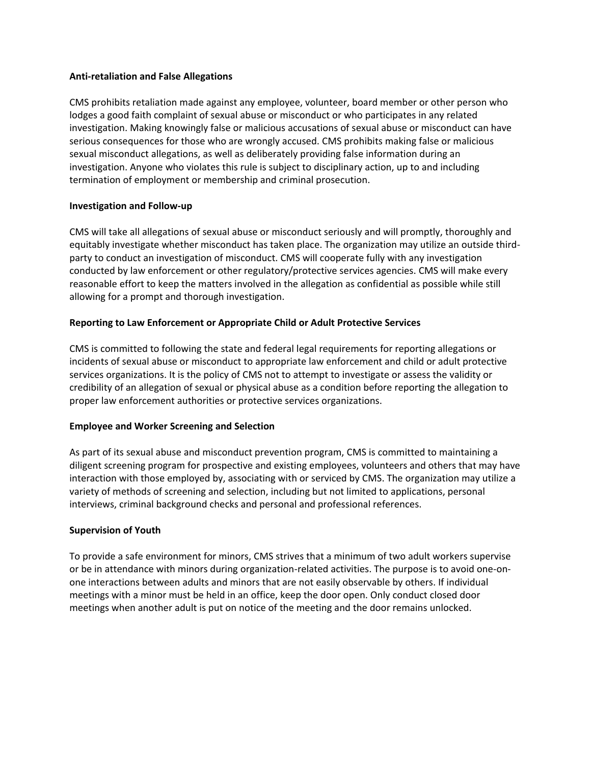**Anti-retaliation and False Allegations**

CMS prohibits retaliation made against any employee, volunteer, board member or other person who lodges a good faith complaint of sexual abuse or misconduct or who participates in any related investigation. Making knowingly false or malicious accusations of sexual abuse or misconduct can have serious consequences for those who are wrongly accused. CMS prohibits making false or malicious sexual misconduct allegations, as well as deliberately providing false information during an investigation. Anyone who violates this rule is subject to disciplinary action, up to and including termination of employment or membership and criminal prosecution.

**Investigation and Follow-up**

CMS will take all allegations of sexual abuse or misconduct seriously and will promptly, thoroughly and equitably investigate whether misconduct has taken place. The organization may utilize an outside third-party to conduct an investigation of misconduct. CMS will cooperate fully with any investigation conducted by law enforcement or other regulatory/protective services agencies. CMS will make every reasonable effort to keep the matters involved in the allegation as confidential as possible while still allowing for a prompt and thorough investigation.

**Reporting to Law Enforcement or Appropriate Child or Adult Protective Services**

CMS is committed to following the state and federal legal requirements for reporting allegations or incidents of sexual abuse or misconduct to appropriate law enforcement and child or adult protective services organizations. It is the policy of CMS not to attempt to investigate or assess the validity or credibility of an allegation of sexual or physical abuse as a condition before reporting the allegation to proper law enforcement authorities or protective services organizations.

**Employee and Worker Screening and Selection**

As part of its sexual abuse and misconduct prevention program, CMS is committed to maintaining a diligent screening program for prospective and existing employees, volunteers and others that may have interaction with those employed by, associating with or serviced by CMS. The organization may utilize a variety of methods of screening and selection, including but not limited to applications, personal interviews, criminal background checks and personal and professional references.

**Supervision of Youth**

To provide a safe environment for minors, CMS strives that a minimum of two adult workers supervise or be in attendance with minors during organization-related activities. The purpose is to avoid one-on-one interactions between adults and minors that are not easily observable by others. If individual meetings with a minor must be held in an office, keep the door open. Only conduct closed door meetings when another adult is put on notice of the meeting and the door remains unlocked.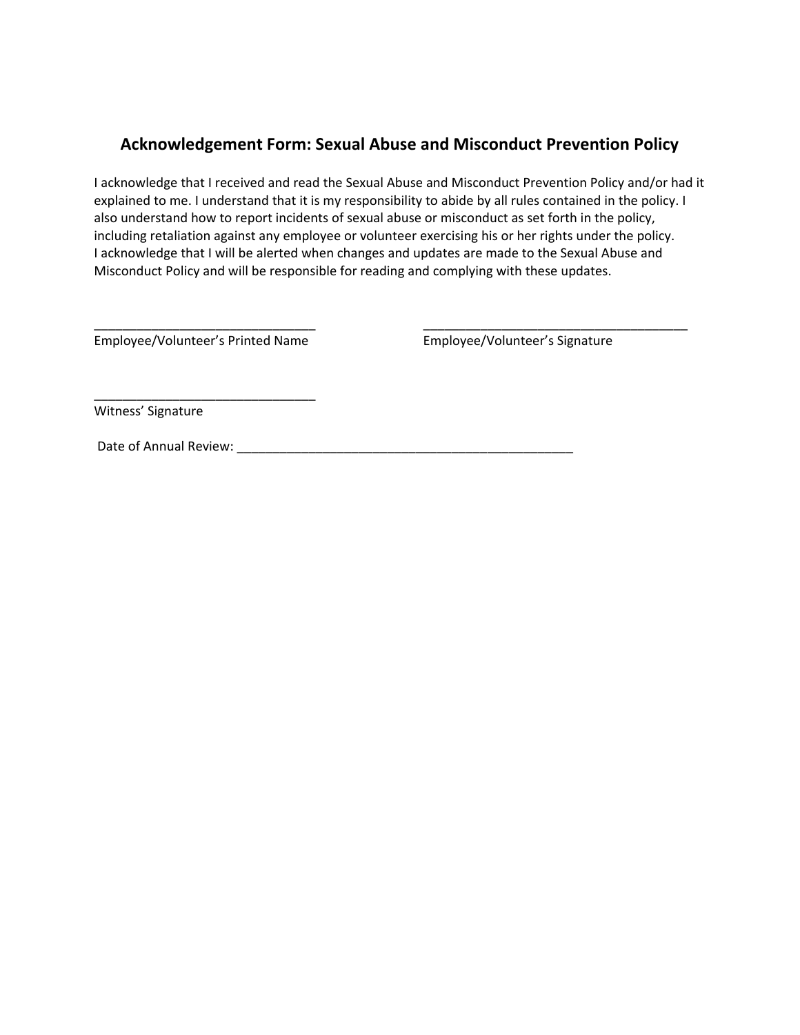## Acknowledgement Form: Sexual Abuse and Misconduct Prevention Policy

I acknowledge that I received and read the Sexual Abuse and Misconduct Prevention Policy and/or had it explained to me. I understand that it is my responsibility to abide by all rules contained in the policy. I also understand how to report incidents of sexual abuse or misconduct as set forth in the policy, including retaliation against any employee or volunteer exercising his or her rights under the policy. I acknowledge that I will be alerted when changes and updates are made to the Sexual Abuse and Misconduct Policy and will be responsible for reading and complying with these updates.

_______________________________ Employee/Volunteer's Printed Name

_____________________________________ Employee/Volunteer's Signature

_______________________________ Witness' Signature

Date of Annual Review: _______________________________________________